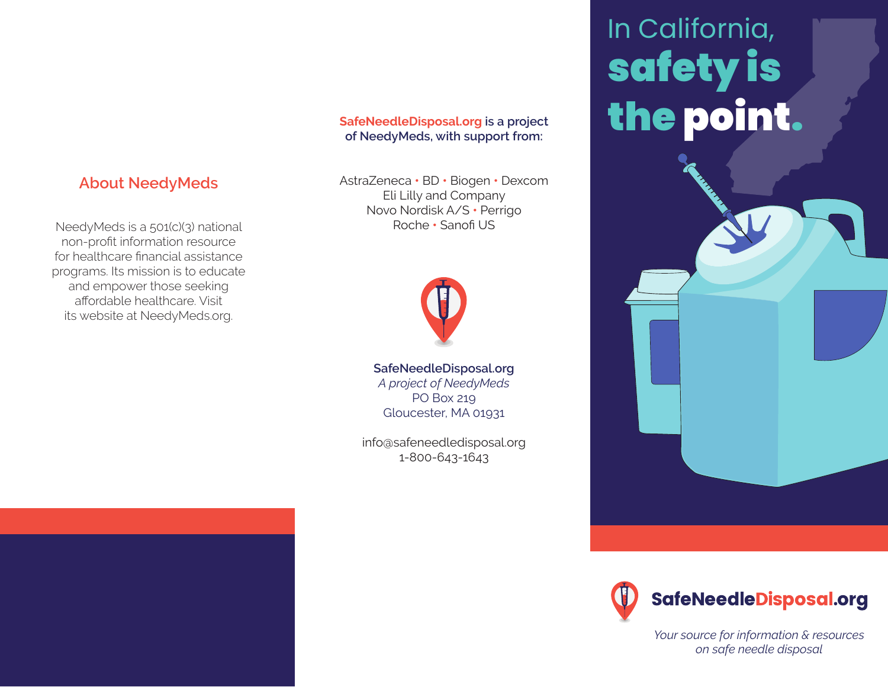## About NeedyMeds

NeedyMeds is a 501(c)(3) national non-profit information resource for healthcare financial assistance programs. Its mission is to educate and empower those seeking affordable healthcare. Visit its website at NeedyMeds.org.

**SafeNeedleDisposal.org is a project of NeedyMeds, with support from:**

AstraZeneca • BD • Biogen • Dexcom
Eli Lilly and Company
Novo Nordisk A/S • Perrigo
Roche • Sanofi US

**SafeNeedleDisposal.org**
*A project of NeedyMeds*
PO Box 219
Gloucester, MA 01931

info@safeneedledisposal.org
1-800-643-1643

# In California, safety is the point.

**SafeNeedleDisposal.org**

*Your source for information & resources on safe needle disposal*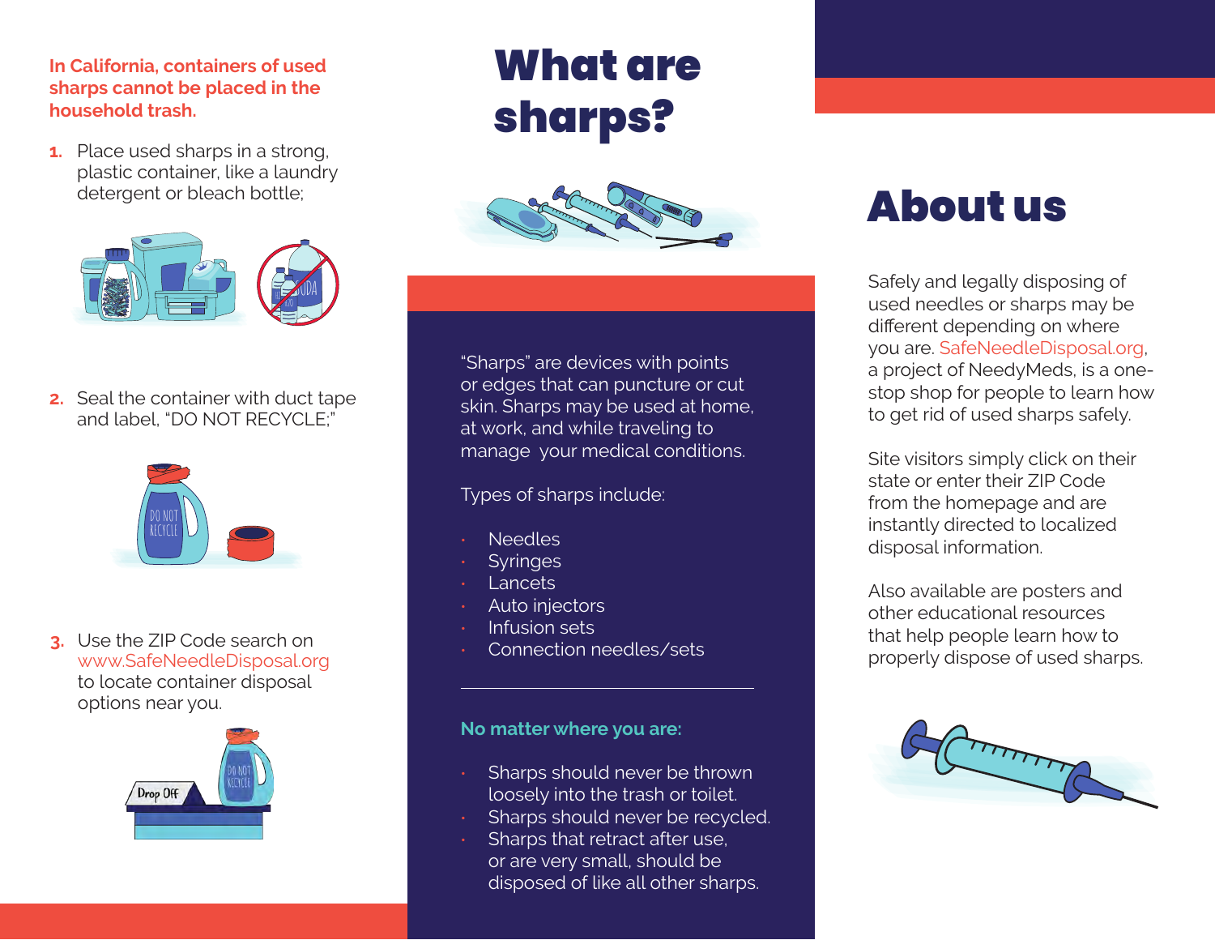**In California, containers of used sharps cannot be placed in the household trash.**

1. Place used sharps in a strong, plastic container, like a laundry detergent or bleach bottle;
2. Seal the container with duct tape and label, "DO NOT RECYCLE;"
3. Use the ZIP Code search on www.SafeNeedleDisposal.org to locate container disposal options near you.

# What are sharps?

"Sharps" are devices with points or edges that can puncture or cut skin. Sharps may be used at home, at work, and while traveling to manage your medical conditions.

Types of sharps include:

- Needles
- Syringes
- Lancets
- Auto injectors
- Infusion sets
- Connection needles/sets

---

**No matter where you are:**

- Sharps should never be thrown loosely into the trash or toilet.
- Sharps should never be recycled.
- Sharps that retract after use, or are very small, should be disposed of like all other sharps.

# About us

Safely and legally disposing of used needles or sharps may be different depending on where you are. SafeNeedleDisposal.org, a project of NeedyMeds, is a one-stop shop for people to learn how to get rid of used sharps safely.

Site visitors simply click on their state or enter their ZIP Code from the homepage and are instantly directed to localized disposal information.

Also available are posters and other educational resources that help people learn how to properly dispose of used sharps.